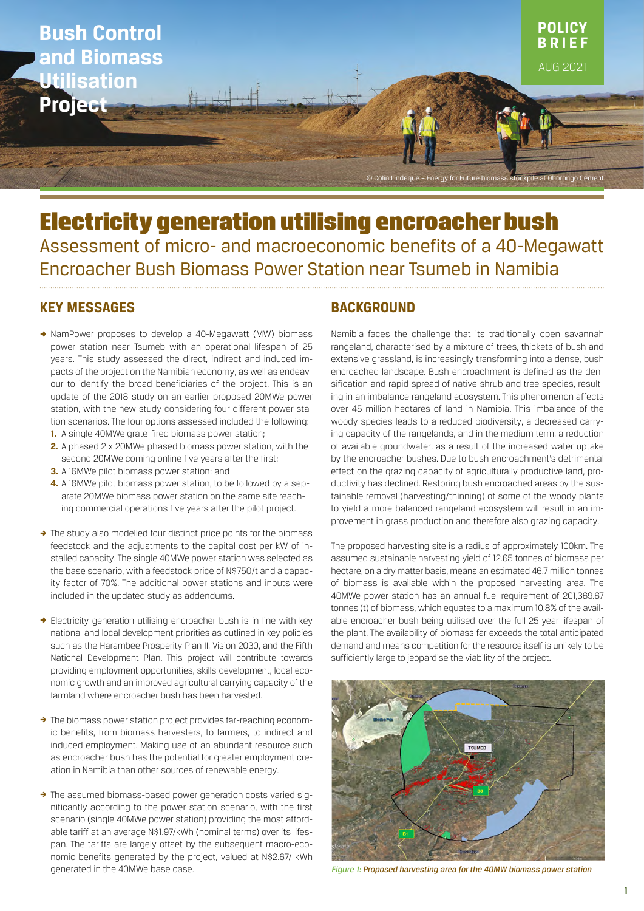# Bush Control and Biomass Utilisation Project

POLICY BRIEF
AUG 2021

© Colin Lindeque – Energy for Future biomass stockpile at Ohorongo Cement

# Electricity generation utilising encroacher bush

## Assessment of micro- and macroeconomic benefits of a 40-Megawatt Encroacher Bush Biomass Power Station near Tsumeb in Namibia

## KEY MESSAGES

- NamPower proposes to develop a 40-Megawatt (MW) biomass power station near Tsumeb with an operational lifespan of 25 years. This study assessed the direct, indirect and induced impacts of the project on the Namibian economy, as well as endeavour to identify the broad beneficiaries of the project. This is an update of the 2018 study on an earlier proposed 20MWe power station, with the new study considering four different power station scenarios. The four options assessed included the following:
  1. A single 40MWe grate-fired biomass power station;
  2. A phased 2 x 20MWe phased biomass power station, with the second 20MWe coming online five years after the first;
  3. A 16MWe pilot biomass power station; and
  4. A 16MWe pilot biomass power station, to be followed by a separate 20MWe biomass power station on the same site reaching commercial operations five years after the pilot project.
- The study also modelled four distinct price points for the biomass feedstock and the adjustments to the capital cost per kW of installed capacity. The single 40MWe power station was selected as the base scenario, with a feedstock price of N$750/t and a capacity factor of 70%. The additional power stations and inputs were included in the updated study as addendums.
- Electricity generation utilising encroacher bush is in line with key national and local development priorities as outlined in key policies such as the Harambee Prosperity Plan II, Vision 2030, and the Fifth National Development Plan. This project will contribute towards providing employment opportunities, skills development, local economic growth and an improved agricultural carrying capacity of the farmland where encroacher bush has been harvested.
- The biomass power station project provides far-reaching economic benefits, from biomass harvesters, to farmers, to indirect and induced employment. Making use of an abundant resource such as encroacher bush has the potential for greater employment creation in Namibia than other sources of renewable energy.
- The assumed biomass-based power generation costs varied significantly according to the power station scenario, with the first scenario (single 40MWe power station) providing the most affordable tariff at an average N$1.97/kWh (nominal terms) over its lifespan. The tariffs are largely offset by the subsequent macro-economic benefits generated by the project, valued at N$2.67/ kWh generated in the 40MWe base case.

## BACKGROUND

Namibia faces the challenge that its traditionally open savannah rangeland, characterised by a mixture of trees, thickets of bush and extensive grassland, is increasingly transforming into a dense, bush encroached landscape. Bush encroachment is defined as the densification and rapid spread of native shrub and tree species, resulting in an imbalance rangeland ecosystem. This phenomenon affects over 45 million hectares of land in Namibia. This imbalance of the woody species leads to a reduced biodiversity, a decreased carrying capacity of the rangelands, and in the medium term, a reduction of available groundwater, as a result of the increased water uptake by the encroacher bushes. Due to bush encroachment's detrimental effect on the grazing capacity of agriculturally productive land, productivity has declined. Restoring bush encroached areas by the sustainable removal (harvesting/thinning) of some of the woody plants to yield a more balanced rangeland ecosystem will result in an improvement in grass production and therefore also grazing capacity.

The proposed harvesting site is a radius of approximately 100km. The assumed sustainable harvesting yield of 12.65 tonnes of biomass per hectare, on a dry matter basis, means an estimated 46.7 million tonnes of biomass is available within the proposed harvesting area. The 40MWe power station has an annual fuel requirement of 201,369.67 tonnes (t) of biomass, which equates to a maximum 10.8% of the available encroacher bush being utilised over the full 25-year lifespan of the plant. The availability of biomass far exceeds the total anticipated demand and means competition for the resource itself is unlikely to be sufficiently large to jeopardise the viability of the project.

*Figure 1: Proposed harvesting area for the 40MW biomass power station*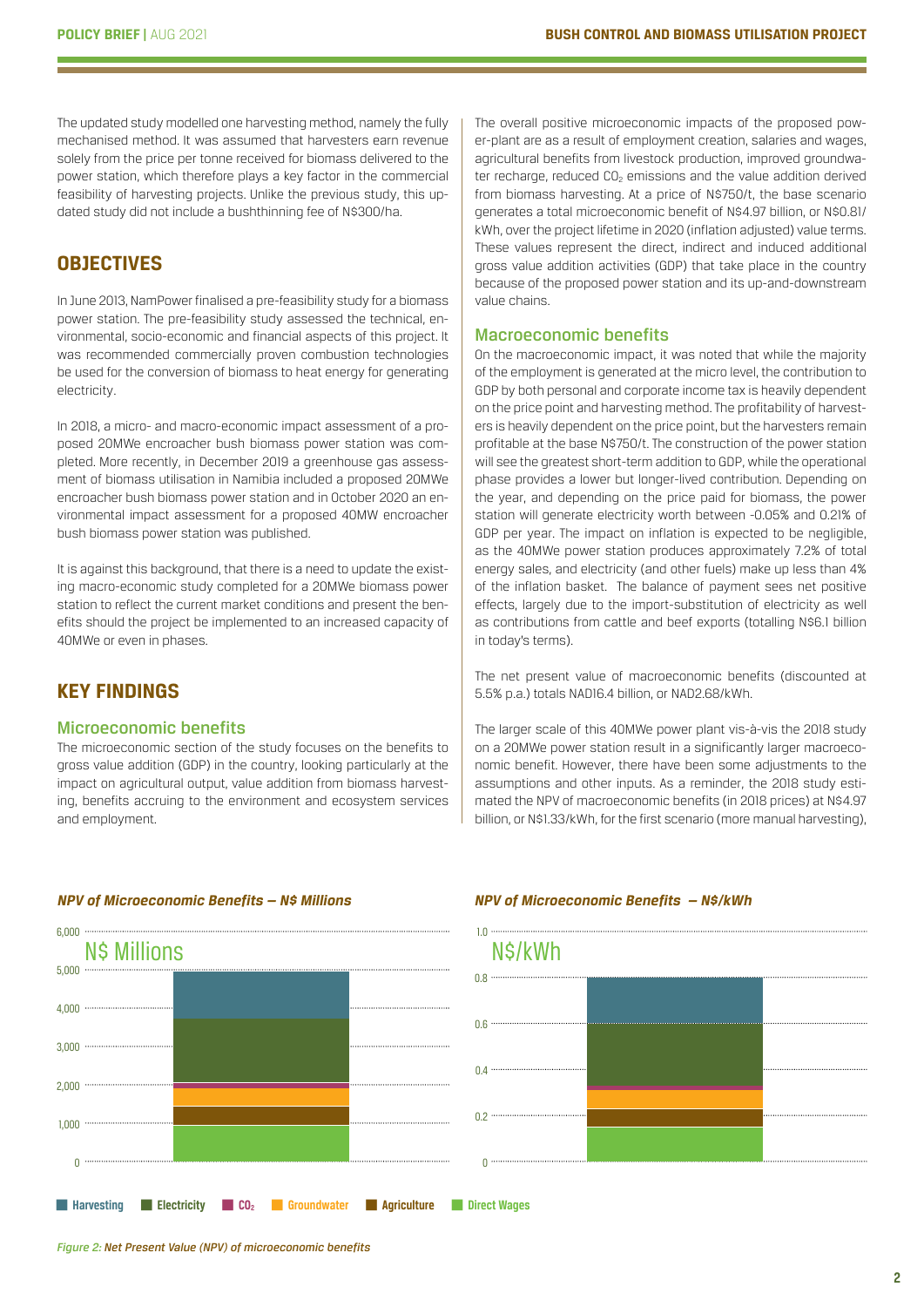The updated study modelled one harvesting method, namely the fully mechanised method. It was assumed that harvesters earn revenue solely from the price per tonne received for biomass delivered to the power station, which therefore plays a key factor in the commercial feasibility of harvesting projects. Unlike the previous study, this updated study did not include a bushthinning fee of N$300/ha.

## OBJECTIVES

In June 2013, NamPower finalised a pre-feasibility study for a biomass power station. The pre-feasibility study assessed the technical, environmental, socio-economic and financial aspects of this project. It was recommended commercially proven combustion technologies be used for the conversion of biomass to heat energy for generating electricity.

In 2018, a micro- and macro-economic impact assessment of a proposed 20MWe encroacher bush biomass power station was completed. More recently, in December 2019 a greenhouse gas assessment of biomass utilisation in Namibia included a proposed 20MWe encroacher bush biomass power station and in October 2020 an environmental impact assessment for a proposed 40MW encroacher bush biomass power station was published.

It is against this background, that there is a need to update the existing macro-economic study completed for a 20MWe biomass power station to reflect the current market conditions and present the benefits should the project be implemented to an increased capacity of 40MWe or even in phases.

## KEY FINDINGS

### Microeconomic benefits

The microeconomic section of the study focuses on the benefits to gross value addition (GDP) in the country, looking particularly at the impact on agricultural output, value addition from biomass harvesting, benefits accruing to the environment and ecosystem services and employment.

The overall positive microeconomic impacts of the proposed power-plant are as a result of employment creation, salaries and wages, agricultural benefits from livestock production, improved groundwater recharge, reduced $CO_2$ emissions and the value addition derived from biomass harvesting. At a price of N$750/t, the base scenario generates a total microeconomic benefit of N$4.97 billion, or N$0.81/kWh, over the project lifetime in 2020 (inflation adjusted) value terms. These values represent the direct, indirect and induced additional gross value addition activities (GDP) that take place in the country because of the proposed power station and its up-and-downstream value chains.

### Macroeconomic benefits

On the macroeconomic impact, it was noted that while the majority of the employment is generated at the micro level, the contribution to GDP by both personal and corporate income tax is heavily dependent on the price point and harvesting method. The profitability of harvesters is heavily dependent on the price point, but the harvesters remain profitable at the base N$750/t. The construction of the power station will see the greatest short-term addition to GDP, while the operational phase provides a lower but longer-lived contribution. Depending on the year, and depending on the price paid for biomass, the power station will generate electricity worth between -0.05% and 0.21% of GDP per year. The impact on inflation is expected to be negligible, as the 40MWe power station produces approximately 7.2% of total energy sales, and electricity (and other fuels) make up less than 4% of the inflation basket. The balance of payment sees net positive effects, largely due to the import-substitution of electricity as well as contributions from cattle and beef exports (totalling N$6.1 billion in today's terms).

The net present value of macroeconomic benefits (discounted at 5.5% p.a.) totals NAD16.4 billion, or NAD2.68/kWh.

The larger scale of this 40MWe power plant vis-à-vis the 2018 study on a 20MWe power station result in a significantly larger macroeconomic benefit. However, there have been some adjustments to the assumptions and other inputs. As a reminder, the 2018 study estimated the NPV of macroeconomic benefits (in 2018 prices) at N$4.97 billion, or N$1.33/kWh, for the first scenario (more manual harvesting),

*NPV of Microeconomic Benefits – N$ Millions*

*NPV of Microeconomic Benefits – N$/kWh*

Harvesting | Electricity | $CO_2$ | Groundwater | Agriculture | Direct Wages

*Figure 2: Net Present Value (NPV) of microeconomic benefits*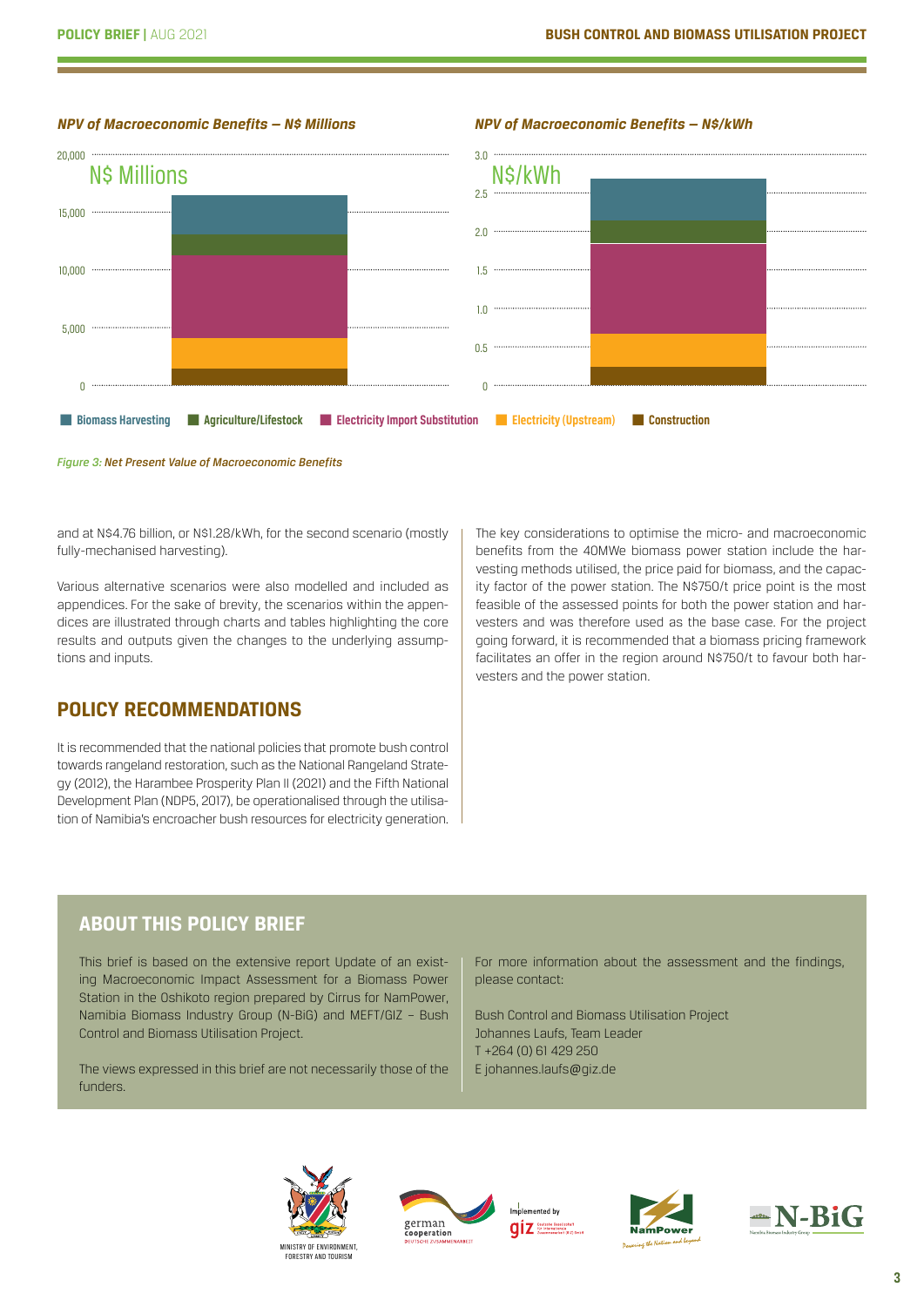*NPV of Macroeconomic Benefits – N$ Millions*

*NPV of Macroeconomic Benefits – N$/kWh*

Biomass Harvesting | Agriculture/Lifestock | Electricity Import Substitution | Electricity (Upstream) | Construction

*Figure 3: Net Present Value of Macroeconomic Benefits*

and at N$4.76 billion, or N$1.28/kWh, for the second scenario (mostly fully-mechanised harvesting).

Various alternative scenarios were also modelled and included as appendices. For the sake of brevity, the scenarios within the appendices are illustrated through charts and tables highlighting the core results and outputs given the changes to the underlying assumptions and inputs.

## POLICY RECOMMENDATIONS

It is recommended that the national policies that promote bush control towards rangeland restoration, such as the National Rangeland Strategy (2012), the Harambee Prosperity Plan II (2021) and the Fifth National Development Plan (NDP5, 2017), be operationalised through the utilisation of Namibia's encroacher bush resources for electricity generation.

The key considerations to optimise the micro- and macroeconomic benefits from the 40MWe biomass power station include the harvesting methods utilised, the price paid for biomass, and the capacity factor of the power station. The N$750/t price point is the most feasible of the assessed points for both the power station and harvesters and was therefore used as the base case. For the project going forward, it is recommended that a biomass pricing framework facilitates an offer in the region around N$750/t to favour both harvesters and the power station.

## ABOUT THIS POLICY BRIEF

This brief is based on the extensive report Update of an existing Macroeconomic Impact Assessment for a Biomass Power Station in the Oshikoto region prepared by Cirrus for NamPower, Namibia Biomass Industry Group (N-BiG) and MEFT/GIZ – Bush Control and Biomass Utilisation Project.

The views expressed in this brief are not necessarily those of the funders.

For more information about the assessment and the findings, please contact:

Bush Control and Biomass Utilisation Project
Johannes Laufs, Team Leader
T +264 (0) 61 429 250
E johannes.laufs@giz.de

MINISTRY OF ENVIRONMENT, FORESTRY AND TOURISM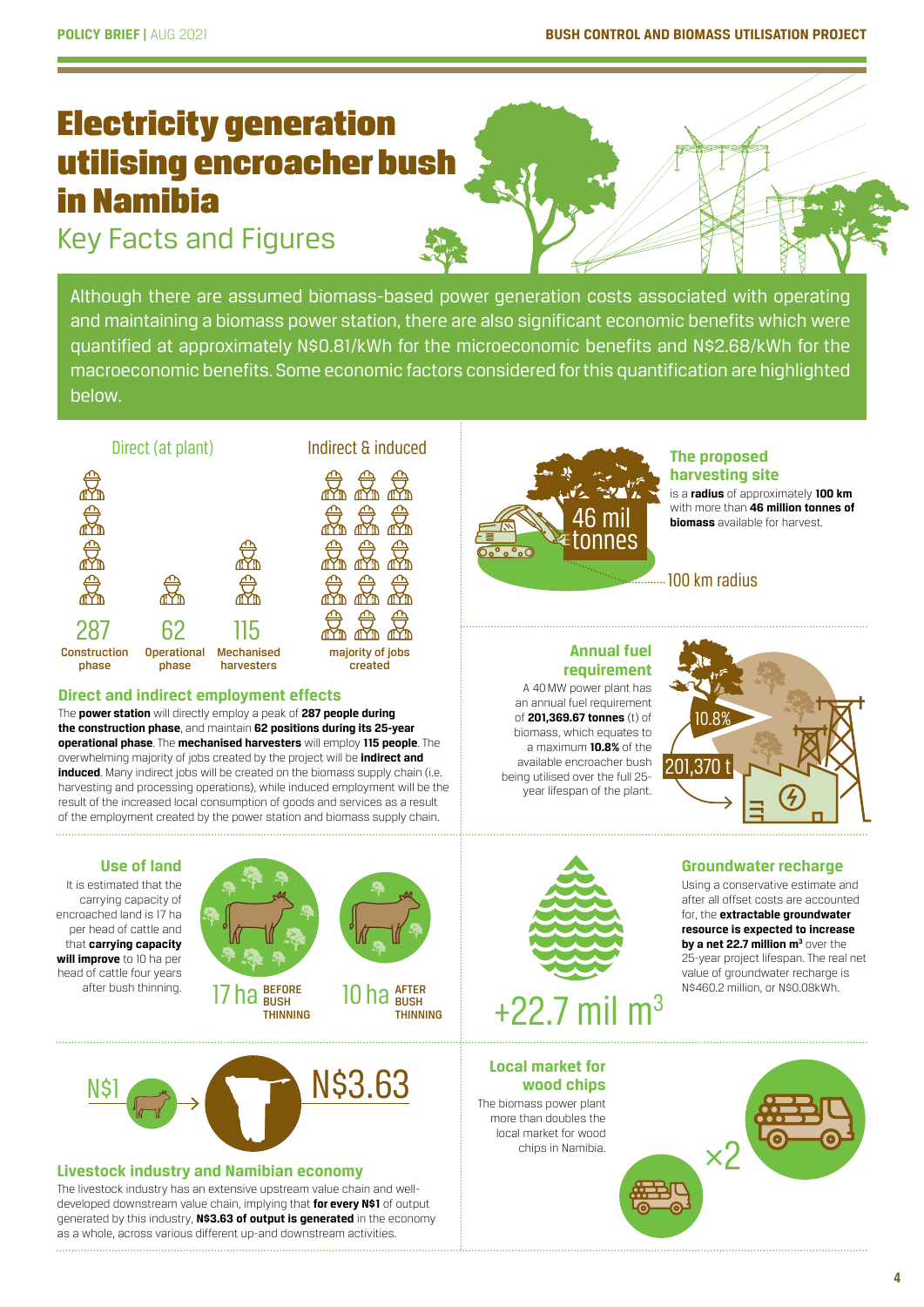# Electricity generation utilising encroacher bush in Namibia

## Key Facts and Figures

Although there are assumed biomass-based power generation costs associated with operating and maintaining a biomass power station, there are also significant economic benefits which were quantified at approximately N$0.81/kWh for the microeconomic benefits and N$2.68/kWh for the macroeconomic benefits. Some economic factors considered for this quantification are highlighted below.

Direct (at plant)

287
Construction phase

62
Operational phase

115
Mechanised harvesters

Indirect & induced

majority of jobs created

### Direct and indirect employment effects

The **power station** will directly employ a peak of **287 people during the construction phase**, and maintain **62 positions during its 25-year operational phase**. The **mechanised harvesters** will employ **115 people**. The overwhelming majority of jobs created by the project will be **indirect and induced**. Many indirect jobs will be created on the biomass supply chain (i.e. harvesting and processing operations), while induced employment will be the result of the increased local consumption of goods and services as a result of the employment created by the power station and biomass supply chain.

46 mil tonnes

100 km radius

### The proposed harvesting site

is a **radius** of approximately **100 km** with more than **46 million tonnes of biomass** available for harvest.

10.8%

201,370 t

### Annual fuel requirement

A 40 MW power plant has an annual fuel requirement of **201,369.67 tonnes** (t) of biomass, which equates to a maximum **10.8%** of the available encroacher bush being utilised over the full 25-year lifespan of the plant.

### Use of land

It is estimated that the carrying capacity of encroached land is 17 ha per head of cattle and that **carrying capacity will improve** to 10 ha per head of cattle four years after bush thinning.

17 ha BEFORE BUSH THINNING

10 ha AFTER BUSH THINNING

+22.7 mil $m^3$

### Groundwater recharge

Using a conservative estimate and after all offset costs are accounted for, the **extractable groundwater resource is expected to increase by a net 22.7 million $m^3$** over the 25-year project lifespan. The real net value of groundwater recharge is N$460.2 million, or N$0.08kWh.

N$1

N$3.63

### Livestock industry and Namibian economy

The livestock industry has an extensive upstream value chain and well-developed downstream value chain, implying that **for every N$1** of output generated by this industry, **N$3.63 of output is generated** in the economy as a whole, across various different up-and downstream activities.

### Local market for wood chips

The biomass power plant more than doubles the local market for wood chips in Namibia.

×2